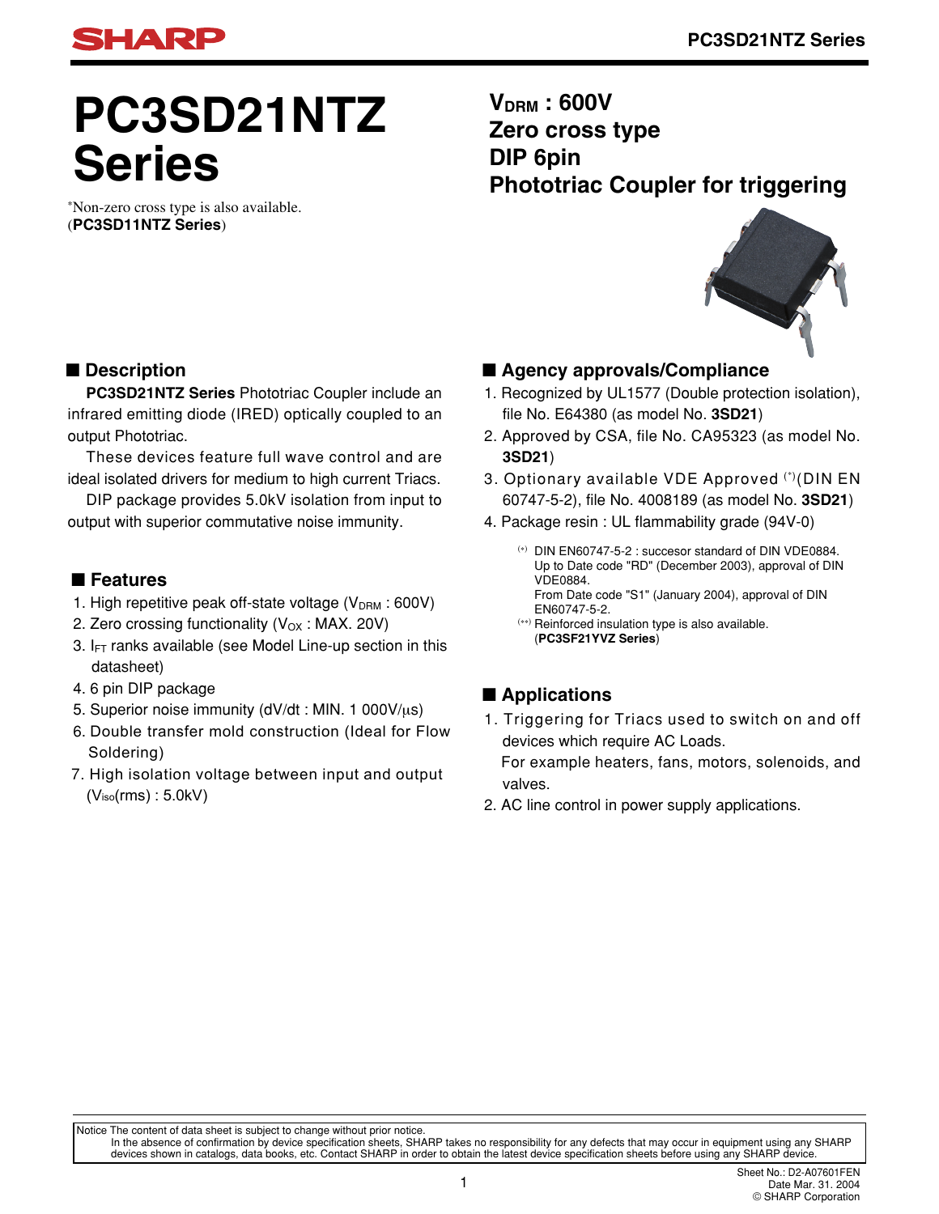# PC3SD21NTZ Series

*Non-zero cross type is also available. (**PC3SD11NTZ Series**)

**$V_{DRM}$ : 600V**
**Zero cross type**
**DIP 6pin**
**Phototriac Coupler for triggering**

## ■ Description

**PC3SD21NTZ Series** Phototriac Coupler include an infrared emitting diode (IRED) optically coupled to an output Phototriac.

These devices feature full wave control and are ideal isolated drivers for medium to high current Triacs.

DIP package provides 5.0kV isolation from input to output with superior commutative noise immunity.

## ■ Features

1. High repetitive peak off-state voltage ($V_{DRM}$ : 600V)
2. Zero crossing functionality ($V_{OX}$ : MAX. 20V)
3. $I_{FT}$ ranks available (see Model Line-up section in this datasheet)
4. 6 pin DIP package
5. Superior noise immunity (dV/dt : MIN. 1 000V/μs)
6. Double transfer mold construction (Ideal for Flow Soldering)
7. High isolation voltage between input and output ($V_{iso}$(rms) : 5.0kV)

## ■ Agency approvals/Compliance

1. Recognized by UL1577 (Double protection isolation), file No. E64380 (as model No. **3SD21**)
2. Approved by CSA, file No. CA95323 (as model No. **3SD21**)
3. Optionary available VDE Approved (*)(DIN EN 60747-5-2), file No. 4008189 (as model No. **3SD21**)
4. Package resin : UL flammability grade (94V-0)

(*) DIN EN60747-5-2 : succesor standard of DIN VDE0884.
Up to Date code "RD" (December 2003), approval of DIN VDE0884.
From Date code "S1" (January 2004), approval of DIN EN60747-5-2.

(**) Reinforced insulation type is also available.
(**PC3SF21YVZ Series**)

## ■ Applications

1. Triggering for Triacs used to switch on and off devices which require AC Loads.
   For example heaters, fans, motors, solenoids, and valves.
2. AC line control in power supply applications.

Notice The content of data sheet is subject to change without prior notice.
In the absence of confirmation by device specification sheets, SHARP takes no responsibility for any defects that may occur in equipment using any SHARP devices shown in catalogs, data books, etc. Contact SHARP in order to obtain the latest device specification sheets before using any SHARP device.

Sheet No.: D2-A07601FEN
Date Mar. 31. 2004
© SHARP Corporation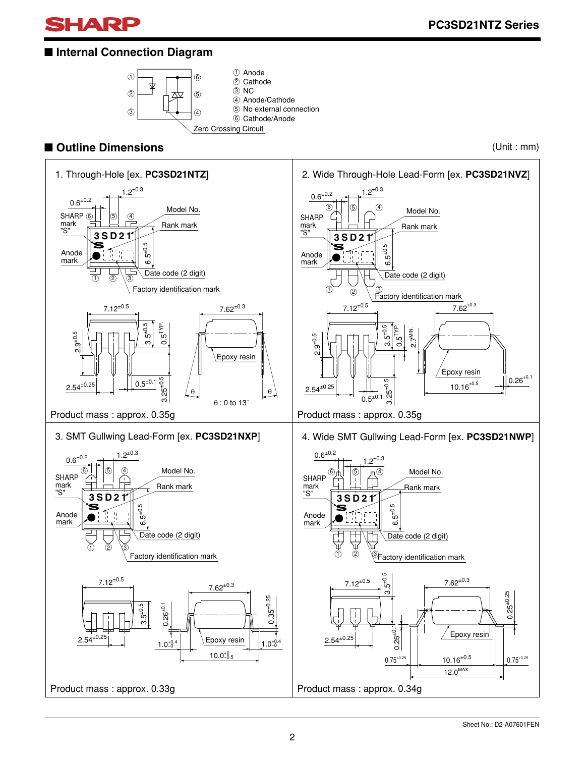## ■ Internal Connection Diagram

① Anode
② Cathode
③ NC
④ Anode/Cathode
⑤ No external connection
⑥ Cathode/Anode

Zero Crossing Circuit

## ■ Outline Dimensions

(Unit : mm)

### 1. Through-Hole [ex. **PC3SD21NTZ**]

$0.6^{\pm0.2}$, $1.2^{\pm0.3}$, SHARP mark "S", Model No., Rank mark, 3SD21, Anode mark, $6.5^{\pm0.5}$, Date code (2 digit), Factory identification mark

$7.12^{\pm0.5}$, $7.62^{\pm0.3}$, $2.9^{\pm0.5}$, $3.5^{\pm0.5}$, $0.5^{TYP.}$, Epoxy resin, $2.54^{\pm0.25}$, $0.5^{\pm0.1}$, $3.25^{\pm0.5}$, θ, θ : 0 to 13˚

Product mass : approx. 0.35g

### 2. Wide Through-Hole Lead-Form [ex. **PC3SD21NVZ**]

$0.6^{\pm0.2}$, $1.2^{\pm0.3}$, SHARP mark "S", Model No., Rank mark, 3SD21, Anode mark, $6.5^{\pm0.5}$, Date code (2 digit), Factory identification mark

$7.12^{\pm0.5}$, $7.62^{\pm0.3}$, $2.9^{\pm0.5}$, $3.5^{\pm0.5}$, $0.5^{TYP.}$, $2.7^{MIN.}$, Epoxy resin, $0.26^{\pm0.1}$, $10.16^{\pm0.5}$, $2.54^{\pm0.25}$, $0.5^{\pm0.1}$, $3.25^{\pm0.5}$

Product mass : approx. 0.35g

### 3. SMT Gullwing Lead-Form [ex. **PC3SD21NXP**]

$0.6^{\pm0.2}$, $1.2^{\pm0.3}$, SHARP mark "S", Model No., Rank mark, 3SD21, Anode mark, $6.5^{\pm0.5}$, Date code (2 digit), Factory identification mark

$7.12^{\pm0.5}$, $7.62^{\pm0.3}$, $3.5^{\pm0.5}$, $0.26^{\pm0.1}$, $0.35^{\pm0.25}$, $2.54^{\pm0.25}$, $1.0^{+0.4}_{-0}$, Epoxy resin, $1.0^{+0.4}_{-0}$, $10.0^{+0}_{-0.5}$

Product mass : approx. 0.33g

### 4. Wide SMT Gullwing Lead-Form [ex. **PC3SD21NWP**]

$0.6^{\pm0.2}$, $1.2^{\pm0.3}$, SHARP mark "S", Model No., Rank mark, 3SD21, Anode mark, $6.5^{\pm0.5}$, Date code (2 digit), Factory identification mark

$7.12^{\pm0.5}$, $3.5^{\pm0.5}$, $7.62^{\pm0.3}$, $0.25^{\pm0.25}$, Epoxy resin, $2.54^{\pm0.25}$, $0.26^{\pm0.1}$, $0.75^{\pm0.25}$, $10.16^{\pm0.5}$, $0.75^{\pm0.25}$, $12.0^{MAX.}$

Product mass : approx. 0.34g

Sheet No.: D2-A07601FEN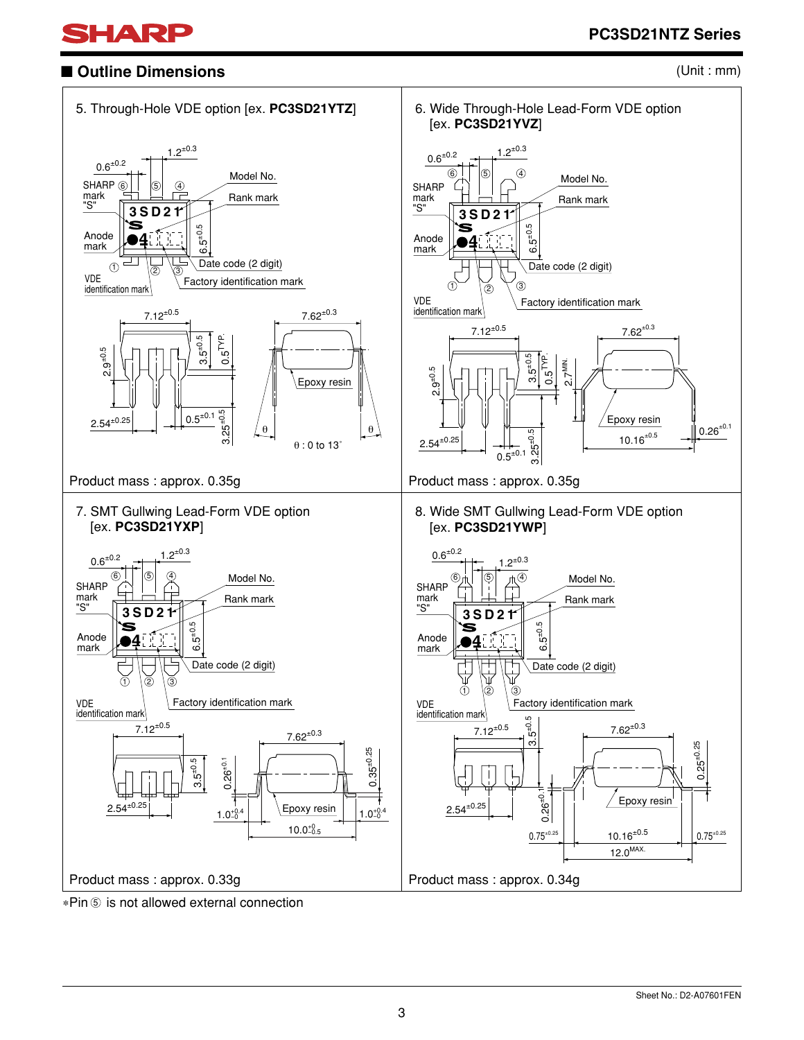## ■ Outline Dimensions

(Unit : mm)

5. Through-Hole VDE option [ex. **PC3SD21YTZ**]

Product mass : approx. 0.35g

6. Wide Through-Hole Lead-Form VDE option [ex. **PC3SD21YVZ**]

Product mass : approx. 0.35g

7. SMT Gullwing Lead-Form VDE option [ex. **PC3SD21YXP**]

Product mass : approx. 0.33g

8. Wide SMT Gullwing Lead-Form VDE option [ex. **PC3SD21YWP**]

Product mass : approx. 0.34g

*Pin ⑤ is not allowed external connection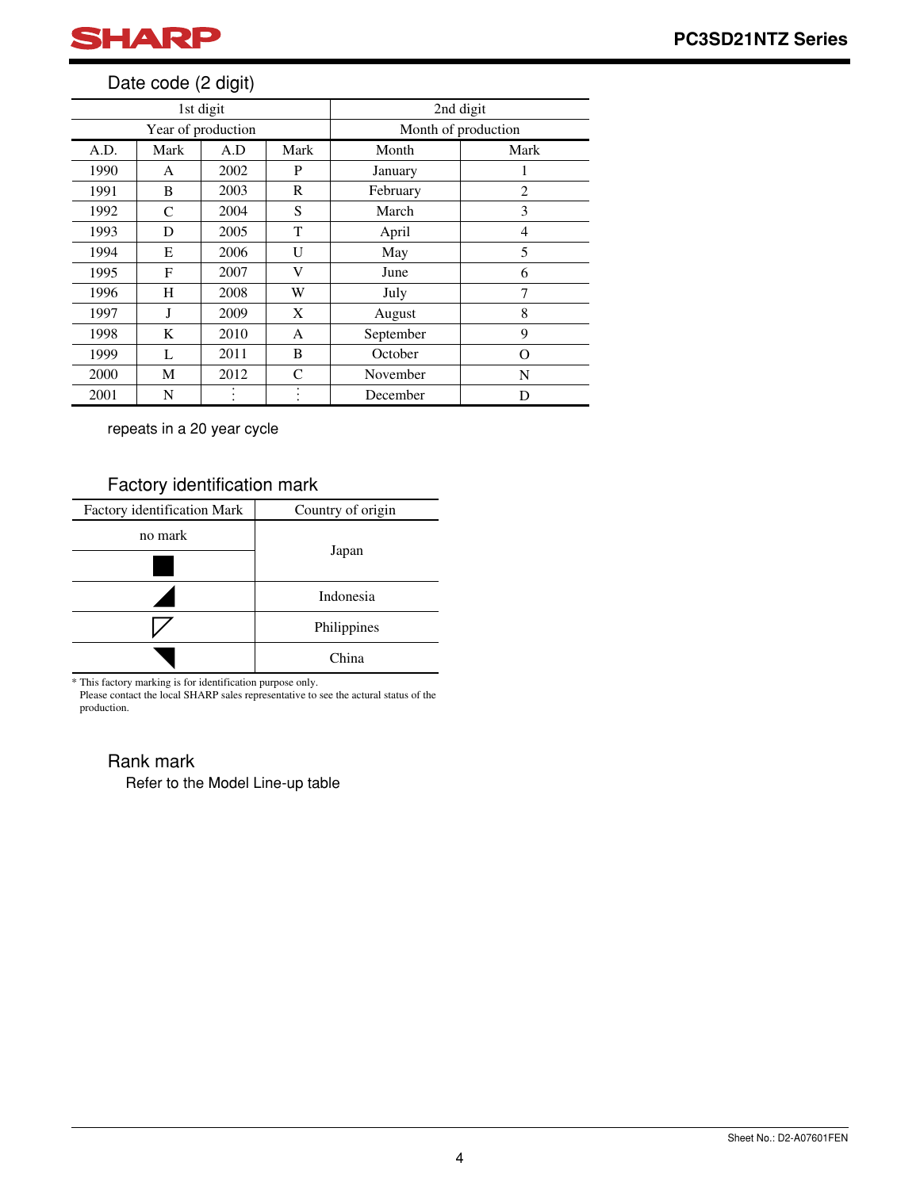## Date code (2 digit)

| 1st digit | | | | 2nd digit | |
|---|---|---|---|---|---|
| Year of production | | | | Month of production | |
| A.D. | Mark | A.D | Mark | Month | Mark |
| 1990 | A | 2002 | P | January | 1 |
| 1991 | B | 2003 | R | February | 2 |
| 1992 | C | 2004 | S | March | 3 |
| 1993 | D | 2005 | T | April | 4 |
| 1994 | E | 2006 | U | May | 5 |
| 1995 | F | 2007 | V | June | 6 |
| 1996 | H | 2008 | W | July | 7 |
| 1997 | J | 2009 | X | August | 8 |
| 1998 | K | 2010 | A | September | 9 |
| 1999 | L | 2011 | B | October | O |
| 2000 | M | 2012 | C | November | N |
| 2001 | N | ⋮ | ⋮ | December | D |

repeats in a 20 year cycle

## Factory identification mark

| Factory identification Mark | Country of origin |
|---|---|
| no mark | Japan |
| ■ | Japan |
| ◢ | Indonesia |
| ◸ | Philippines |
| ◥ | China |

* This factory marking is for identification purpose only.
 Please contact the local SHARP sales representative to see the actural status of the production.

## Rank mark

Refer to the Model Line-up table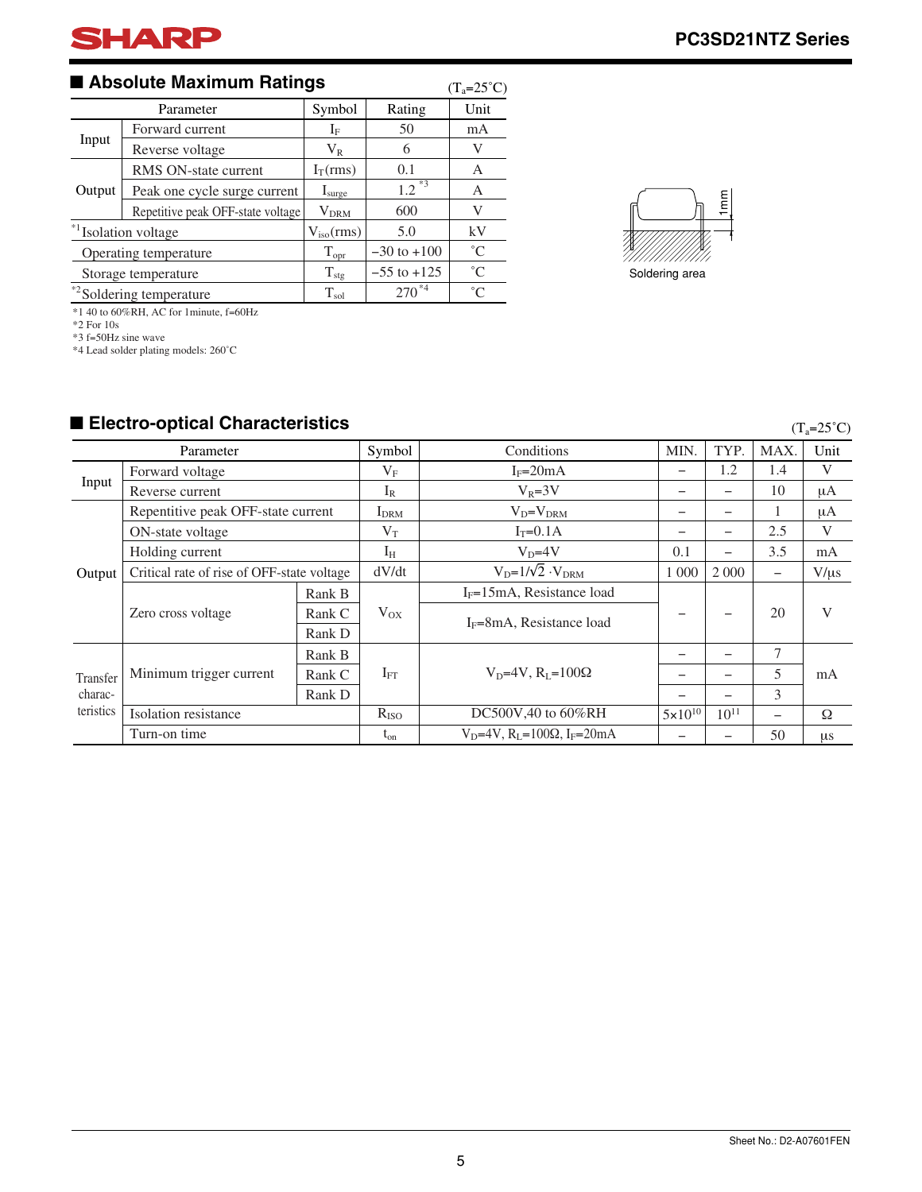## ■ Absolute Maximum Ratings

($T_a$=25˚C)

| Parameter | | Symbol | Rating | Unit |
|---|---|---|---|---|
| Input | Forward current | $I_F$ | 50 | mA |
| | Reverse voltage | $V_R$ | 6 | V |
| Output | RMS ON-state current | $I_T$(rms) | 0.1 | A |
| | Peak one cycle surge current | $I_{surge}$ | 1.2 *3 | A |
| | Repetitive peak OFF-state voltage | $V_{DRM}$ | 600 | V |
| *1 Isolation voltage | | $V_{iso}$(rms) | 5.0 | kV |
| Operating temperature | | $T_{opr}$ | −30 to +100 | ˚C |
| Storage temperature | | $T_{stg}$ | −55 to +125 | ˚C |
| *2 Soldering temperature | | $T_{sol}$ | 270 *4 | ˚C |

*1 40 to 60%RH, AC for 1minute, f=60Hz
*2 For 10s
*3 f=50Hz sine wave
*4 Lead solder plating models: 260˚C

1mm

Soldering area

## ■ Electro-optical Characteristics

($T_a$=25˚C)

| Parameter | | | Symbol | Conditions | MIN. | TYP. | MAX. | Unit |
|---|---|---|---|---|---|---|---|---|
| Input | Forward voltage | | $V_F$ | $I_F$=20mA | − | 1.2 | 1.4 | V |
| | Reverse current | | $I_R$ | $V_R$=3V | − | − | 10 | μA |
| Output | Repentitive peak OFF-state current | | $I_{DRM}$ | $V_D$=$V_{DRM}$ | − | − | 1 | μA |
| | ON-state voltage | | $V_T$ | $I_T$=0.1A | − | − | 2.5 | V |
| | Holding current | | $I_H$ | $V_D$=4V | 0.1 | − | 3.5 | mA |
| | Critical rate of rise of OFF-state voltage | | dV/dt | $V_D$=1/$\sqrt{2}$ ·$V_{DRM}$ | 1 000 | 2 000 | − | V/μs |
| | Zero cross voltage | Rank B | $V_{OX}$ | $I_F$=15mA, Resistance load | − | − | 20 | V |
| | | Rank C | | $I_F$=8mA, Resistance load | | | | |
| | | Rank D | | | | | | |
| Transfer charac-teristics | Minimum trigger current | Rank B | $I_{FT}$ | $V_D$=4V, $R_L$=100Ω | − | − | 7 | mA |
| | | Rank C | | | − | − | 5 | |
| | | Rank D | | | − | − | 3 | |
| | Isolation resistance | | $R_{ISO}$ | DC500V,40 to 60%RH | 5×10$^{10}$ | 10$^{11}$ | − | Ω |
| | Turn-on time | | $t_{on}$ | $V_D$=4V, $R_L$=100Ω, $I_F$=20mA | − | − | 50 | μs |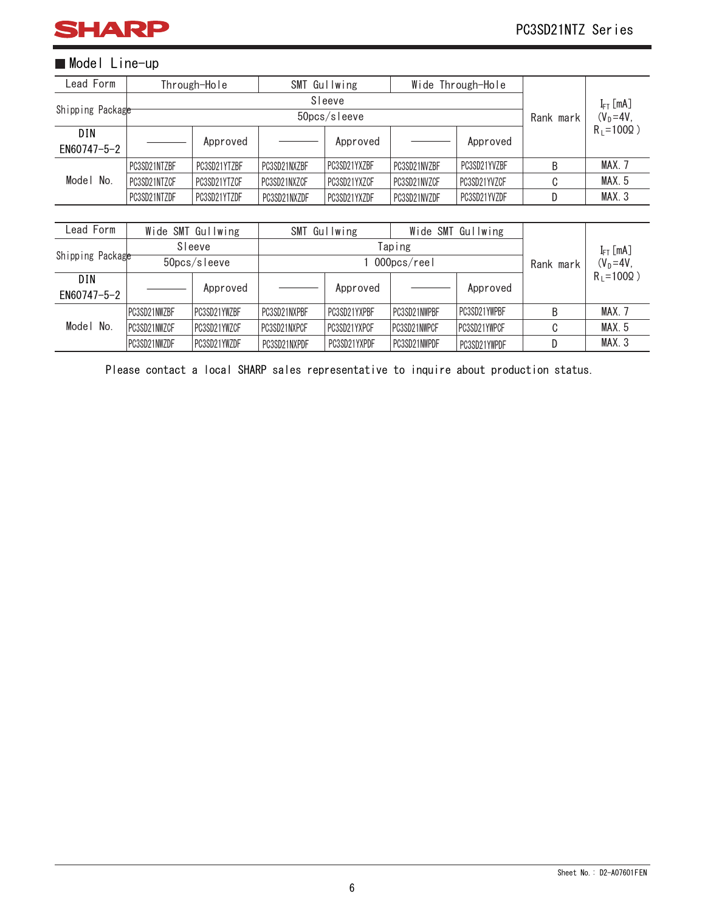## ■ Model Line-up

| Lead Form | Through-Hole | | SMT Gullwing | | Wide Through-Hole | | Rank mark | $I_{FT}$ [mA] ($V_D$=4V, $R_L$=100Ω) |
|---|---|---|---|---|---|---|---|---|
| Shipping Package | Sleeve | | | | | | | |
| | 50pcs/sleeve | | | | | | | |
| DIN EN60747-5-2 | ——— | Approved | ——— | Approved | ——— | Approved | | |
| Model No. | PC3SD21NTZBF | PC3SD21YTZBF | PC3SD21NXZBF | PC3SD21YXZBF | PC3SD21NVZBF | PC3SD21YVZBF | B | MAX. 7 |
| | PC3SD21NTZCF | PC3SD21YTZCF | PC3SD21NXZCF | PC3SD21YXZCF | PC3SD21NVZCF | PC3SD21YVZCF | C | MAX. 5 |
| | PC3SD21NTZDF | PC3SD21YTZDF | PC3SD21NXZDF | PC3SD21YXZDF | PC3SD21NVZDF | PC3SD21YVZDF | D | MAX. 3 |

| Lead Form | Wide SMT Gullwing | | SMT Gullwing | | Wide SMT Gullwing | | Rank mark | $I_{FT}$ [mA] ($V_D$=4V, $R_L$=100Ω) |
|---|---|---|---|---|---|---|---|---|
| Shipping Package | Sleeve | | Taping | | | | | |
| | 50pcs/sleeve | | 1 000pcs/reel | | | | | |
| DIN EN60747-5-2 | ——— | Approved | ——— | Approved | ——— | Approved | | |
| Model No. | PC3SD21NWZBF | PC3SD21YWZBF | PC3SD21NXPBF | PC3SD21YXPBF | PC3SD21NWPBF | PC3SD21YWPBF | B | MAX. 7 |
| | PC3SD21NWZCF | PC3SD21YWZCF | PC3SD21NXPCF | PC3SD21YXPCF | PC3SD21NWPCF | PC3SD21YWPCF | C | MAX. 5 |
| | PC3SD21NWZDF | PC3SD21YWZDF | PC3SD21NXPDF | PC3SD21YXPDF | PC3SD21NWPDF | PC3SD21YWPDF | D | MAX. 3 |

Please contact a local SHARP sales representative to inquire about production status.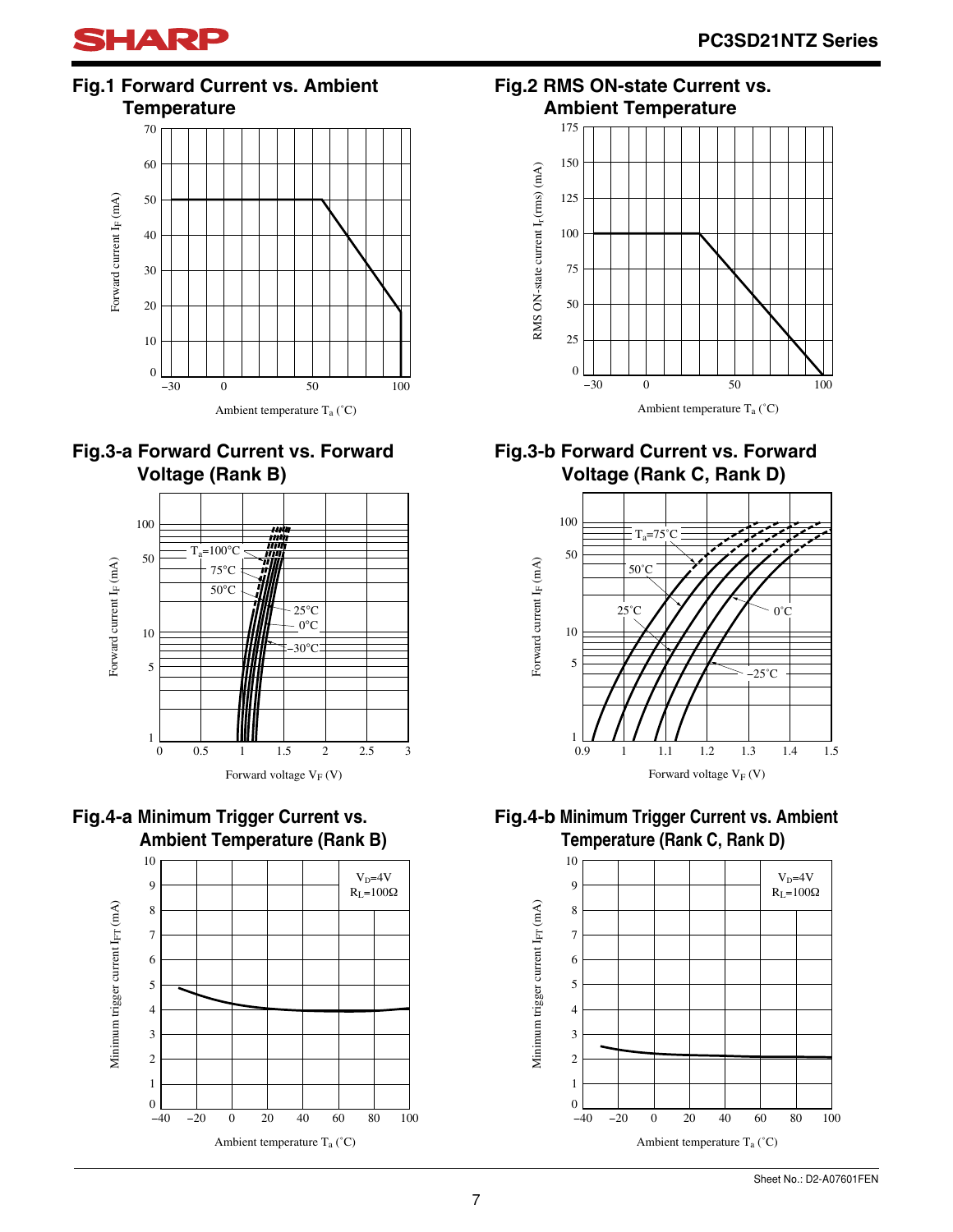### Fig.1 Forward Current vs. Ambient Temperature

Forward current $I_F$ (mA)

Ambient temperature $T_a$ (˚C)

### Fig.2 RMS ON-state Current vs. Ambient Temperature

RMS ON-state current $I_T$ (rms) (mA)

Ambient temperature $T_a$ (˚C)

### Fig.3-a Forward Current vs. Forward Voltage (Rank B)

Forward current $I_F$ (mA)

Forward voltage $V_F$ (V)

$T_a$=100°C, 75°C, 50°C, 25°C, 0°C, −30°C

### Fig.3-b Forward Current vs. Forward Voltage (Rank C, Rank D)

Forward current $I_F$ (mA)

Forward voltage $V_F$ (V)

$T_a$=75˚C, 50˚C, 25˚C, 0˚C, −25˚C

### Fig.4-a Minimum Trigger Current vs. Ambient Temperature (Rank B)

$V_D$=4V
$R_L$=100Ω

Minimum trigger current $I_{FT}$ (mA)

Ambient temperature $T_a$ (˚C)

### Fig.4-b Minimum Trigger Current vs. Ambient Temperature (Rank C, Rank D)

$V_D$=4V
$R_L$=100Ω

Minimum trigger current $I_{FT}$ (mA)

Ambient temperature $T_a$ (˚C)

Sheet No.: D2-A07601FEN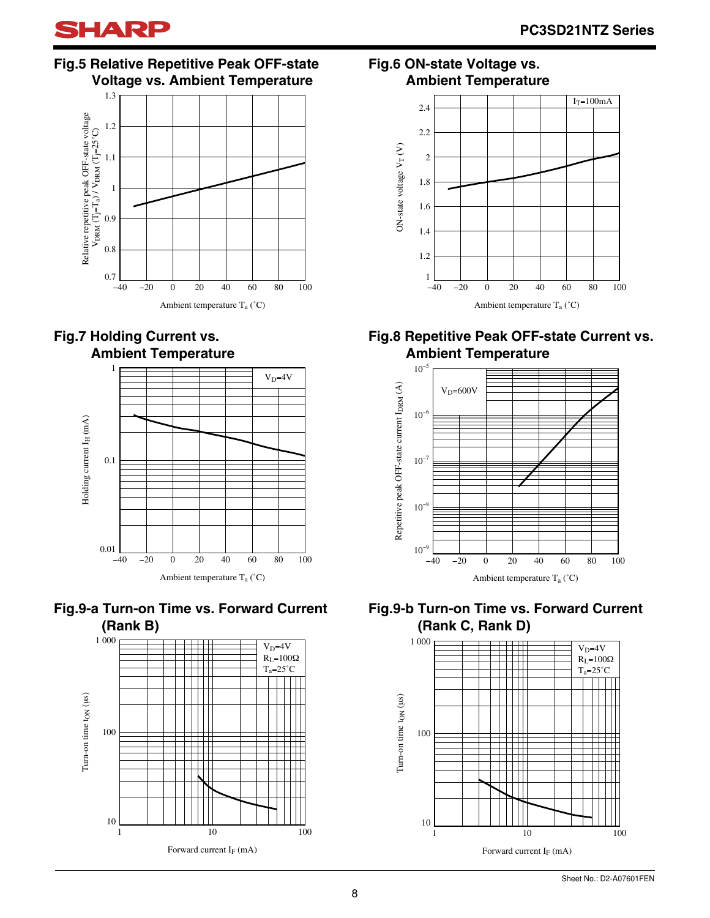### Fig.5 Relative Repetitive Peak OFF-state Voltage vs. Ambient Temperature

Relative repetitive peak OFF-state voltage $V_{DRM}$ ($T_j$=$T_a$) / $V_{DRM}$ ($T_j$=25°C)

Ambient temperature $T_a$ (°C)

### Fig.6 ON-state Voltage vs. Ambient Temperature

$I_T$=100mA

ON-state voltage $V_T$ (V)

Ambient temperature $T_a$ (°C)

### Fig.7 Holding Current vs. Ambient Temperature

$V_D$=4V

Holding current $I_H$ (mA)

Ambient temperature $T_a$ (°C)

### Fig.8 Repetitive Peak OFF-state Current vs. Ambient Temperature

$V_D$=600V

Repetitive peak OFF-state current $I_{DRM}$ (A)

Ambient temperature $T_a$ (°C)

### Fig.9-a Turn-on Time vs. Forward Current (Rank B)

$V_D$=4V
$R_L$=100Ω
$T_a$=25°C

Turn-on time $t_{ON}$ (μs)

Forward current $I_F$ (mA)

### Fig.9-b Turn-on Time vs. Forward Current (Rank C, Rank D)

$V_D$=4V
$R_L$=100Ω
$T_a$=25°C

Turn-on time $t_{ON}$ (μs)

Forward current $I_F$ (mA)

Sheet No.: D2-A07601FEN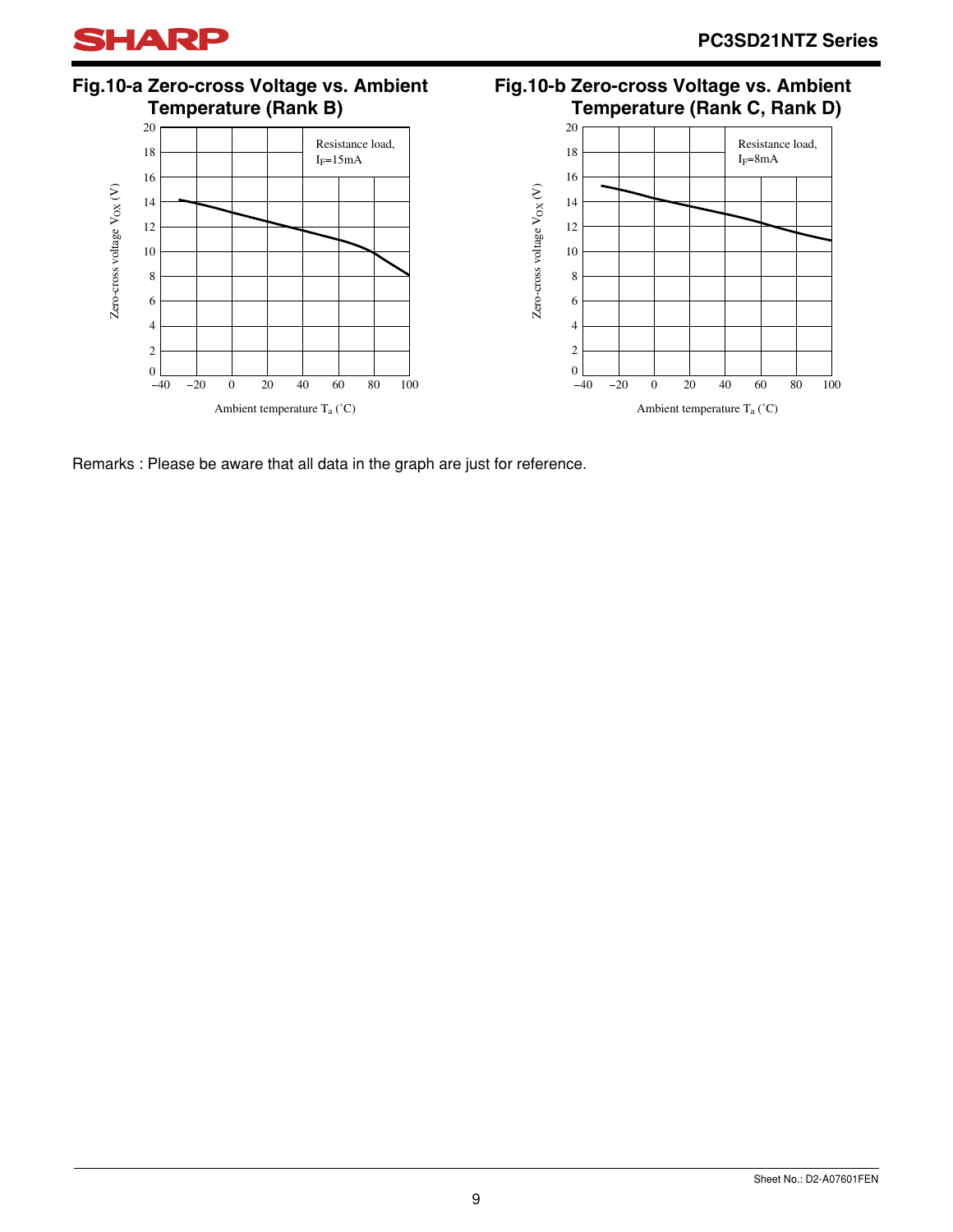### Fig.10-a Zero-cross Voltage vs. Ambient Temperature (Rank B)

Resistance load, $I_F$=15mA

Zero-cross voltage $V_{OX}$ (V)

Ambient temperature $T_a$ (˚C)

### Fig.10-b Zero-cross Voltage vs. Ambient Temperature (Rank C, Rank D)

Resistance load, $I_F$=8mA

Zero-cross voltage $V_{OX}$ (V)

Ambient temperature $T_a$ (˚C)

Remarks : Please be aware that all data in the graph are just for reference.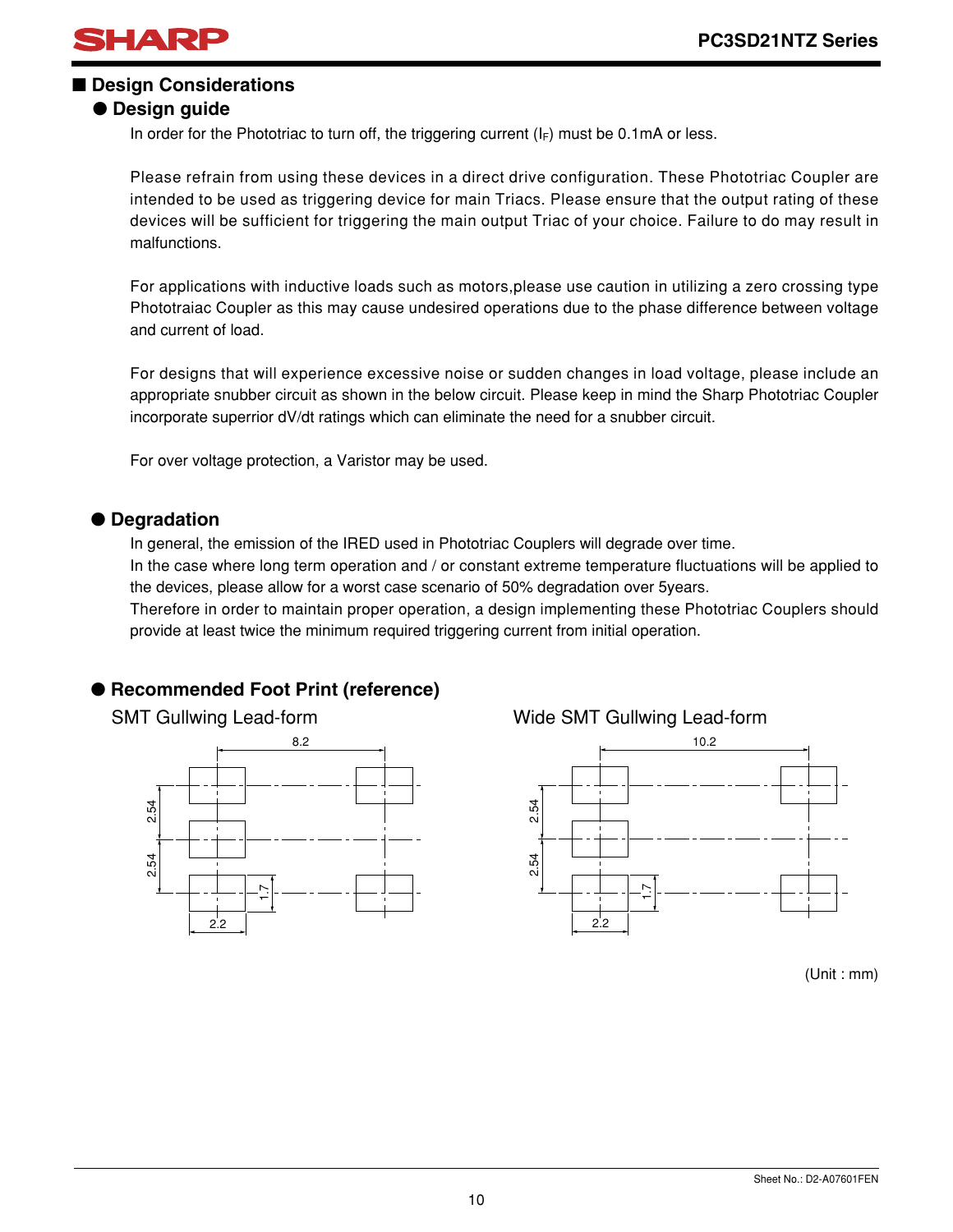## ■ Design Considerations

### ● Design guide

In order for the Phototriac to turn off, the triggering current ($I_F$) must be 0.1mA or less.

Please refrain from using these devices in a direct drive configuration. These Phototriac Coupler are intended to be used as triggering device for main Triacs. Please ensure that the output rating of these devices will be sufficient for triggering the main output Triac of your choice. Failure to do may result in malfunctions.

For applications with inductive loads such as motors,please use caution in utilizing a zero crossing type Phototraiac Coupler as this may cause undesired operations due to the phase difference between voltage and current of load.

For designs that will experience excessive noise or sudden changes in load voltage, please include an appropriate snubber circuit as shown in the below circuit. Please keep in mind the Sharp Phototriac Coupler incorporate superrior dV/dt ratings which can eliminate the need for a snubber circuit.

For over voltage protection, a Varistor may be used.

### ● Degradation

In general, the emission of the IRED used in Phototriac Couplers will degrade over time.
In the case where long term operation and / or constant extreme temperature fluctuations will be applied to the devices, please allow for a worst case scenario of 50% degradation over 5years.
Therefore in order to maintain proper operation, a design implementing these Phototriac Couplers should provide at least twice the minimum required triggering current from initial operation.

### ● Recommended Foot Print (reference)

SMT Gullwing Lead-form

8.2
2.54
2.54
1.7
2.2

Wide SMT Gullwing Lead-form

10.2
2.54
2.54
1.7
2.2

(Unit : mm)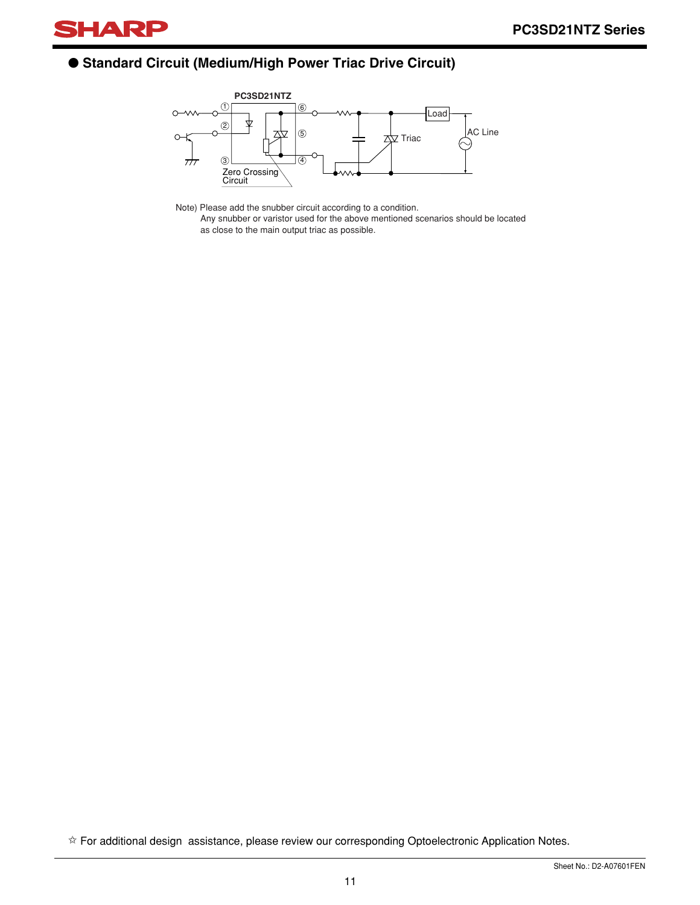## ● Standard Circuit (Medium/High Power Triac Drive Circuit)

Note) Please add the snubber circuit according to a condition.
Any snubber or varistor used for the above mentioned scenarios should be located as close to the main output triac as possible.

☆ For additional design assistance, please review our corresponding Optoelectronic Application Notes.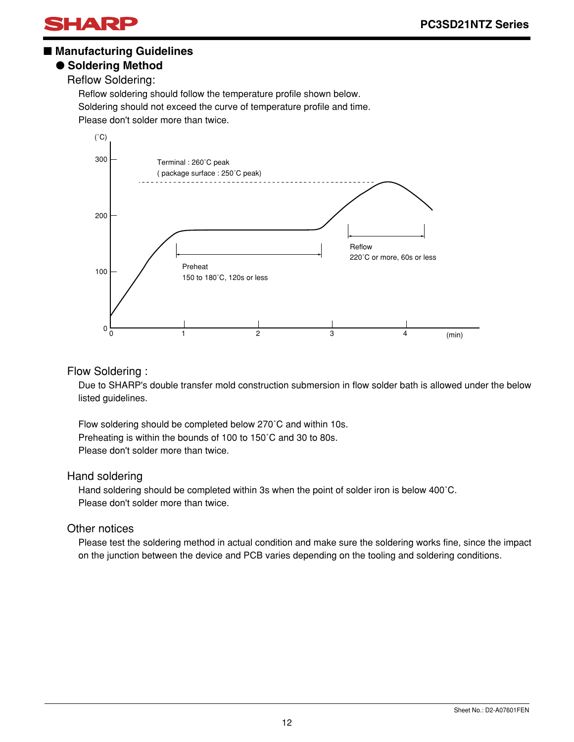## ■ Manufacturing Guidelines

### ● Soldering Method

#### Reflow Soldering:

Reflow soldering should follow the temperature profile shown below.
Soldering should not exceed the curve of temperature profile and time.
Please don't solder more than twice.

(˚C)

300

200

100

0

Terminal : 260˚C peak
( package surface : 250˚C peak)

Preheat
150 to 180˚C, 120s or less

Reflow
220˚C or more, 60s or less

0 1 2 3 4 (min)

#### Flow Soldering :

Due to SHARP's double transfer mold construction submersion in flow solder bath is allowed under the below listed guidelines.

Flow soldering should be completed below 270˚C and within 10s.
Preheating is within the bounds of 100 to 150˚C and 30 to 80s.
Please don't solder more than twice.

#### Hand soldering

Hand soldering should be completed within 3s when the point of solder iron is below 400˚C.
Please don't solder more than twice.

#### Other notices

Please test the soldering method in actual condition and make sure the soldering works fine, since the impact on the junction between the device and PCB varies depending on the tooling and soldering conditions.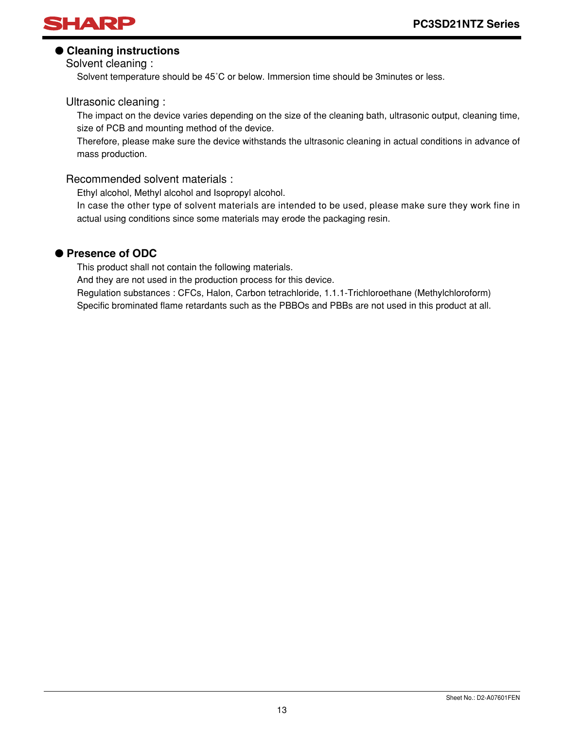## ● Cleaning instructions

### Solvent cleaning :

Solvent temperature should be 45˚C or below. Immersion time should be 3minutes or less.

### Ultrasonic cleaning :

The impact on the device varies depending on the size of the cleaning bath, ultrasonic output, cleaning time, size of PCB and mounting method of the device.

Therefore, please make sure the device withstands the ultrasonic cleaning in actual conditions in advance of mass production.

### Recommended solvent materials :

Ethyl alcohol, Methyl alcohol and Isopropyl alcohol.

In case the other type of solvent materials are intended to be used, please make sure they work fine in actual using conditions since some materials may erode the packaging resin.

## ● Presence of ODC

This product shall not contain the following materials.

And they are not used in the production process for this device.

Regulation substances : CFCs, Halon, Carbon tetrachloride, 1.1.1-Trichloroethane (Methylchloroform)

Specific brominated flame retardants such as the PBBOs and PBBs are not used in this product at all.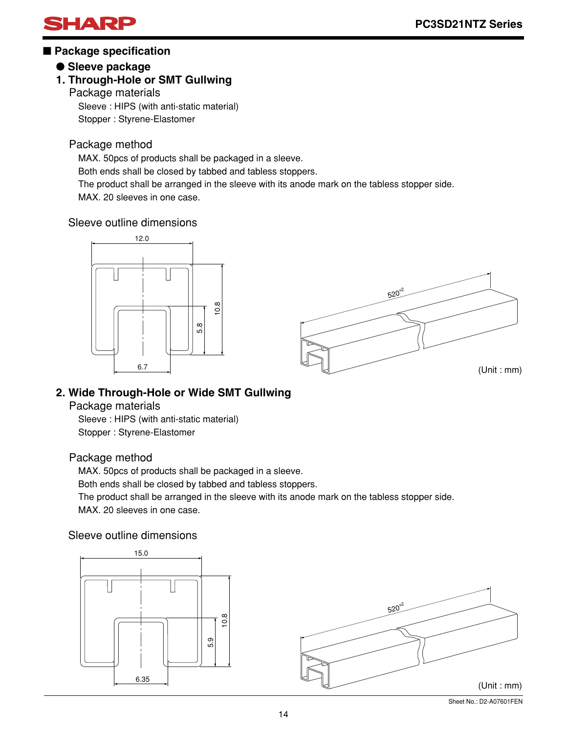## ■ Package specification

### ● Sleeve package

### 1. Through-Hole or SMT Gullwing

Package materials

Sleeve : HIPS (with anti-static material)

Stopper : Styrene-Elastomer

Package method

MAX. 50pcs of products shall be packaged in a sleeve.

Both ends shall be closed by tabbed and tabless stoppers.

The product shall be arranged in the sleeve with its anode mark on the tabless stopper side.

MAX. 20 sleeves in one case.

Sleeve outline dimensions

12.0

10.8

5.8

6.7

$520^{\pm2}$

(Unit : mm)

### 2. Wide Through-Hole or Wide SMT Gullwing

Package materials

Sleeve : HIPS (with anti-static material)

Stopper : Styrene-Elastomer

Package method

MAX. 50pcs of products shall be packaged in a sleeve.

Both ends shall be closed by tabbed and tabless stoppers.

The product shall be arranged in the sleeve with its anode mark on the tabless stopper side.

MAX. 20 sleeves in one case.

Sleeve outline dimensions

15.0

10.8

5.9

6.35

$520^{\pm2}$

(Unit : mm)

Sheet No.: D2-A07601FEN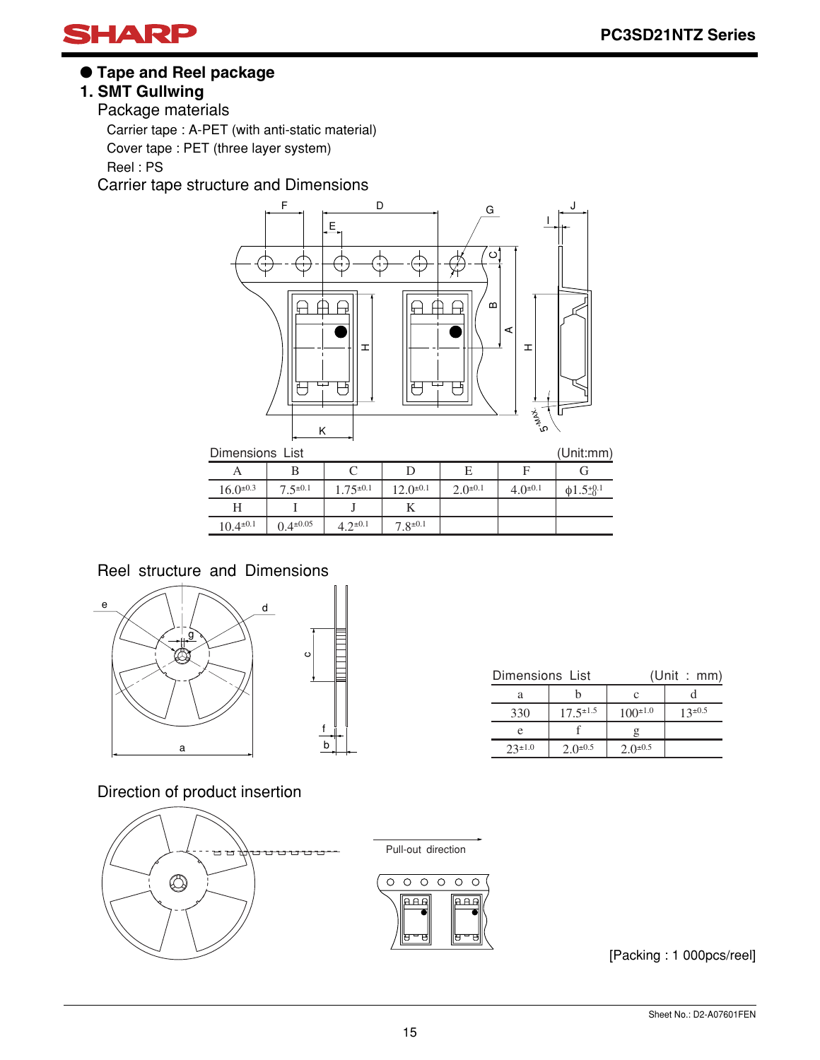## ● Tape and Reel package

### 1. SMT Gullwing

Package materials

Carrier tape : A-PET (with anti-static material)

Cover tape : PET (three layer system)

Reel : PS

Carrier tape structure and Dimensions

Dimensions List (Unit:mm)

| A | B | C | D | E | F | G |
|---|---|---|---|---|---|---|
| $16.0^{\pm0.3}$ | $7.5^{\pm0.1}$ | $1.75^{\pm0.1}$ | $12.0^{\pm0.1}$ | $2.0^{\pm0.1}$ | $4.0^{\pm0.1}$ | $\phi1.5^{+0.1}_{-0}$ |
| H | I | J | K | | | |
| $10.4^{\pm0.1}$ | $0.4^{\pm0.05}$ | $4.2^{\pm0.1}$ | $7.8^{\pm0.1}$ | | | |

Reel structure and Dimensions

Dimensions List (Unit : mm)

| a | b | c | d |
|---|---|---|---|
| 330 | $17.5^{\pm1.5}$ | $100^{\pm1.0}$ | $13^{\pm0.5}$ |
| e | f | g | |
| $23^{\pm1.0}$ | $2.0^{\pm0.5}$ | $2.0^{\pm0.5}$ | |

Direction of product insertion

Pull-out direction

[Packing : 1 000pcs/reel]

Sheet No.: D2-A07601FEN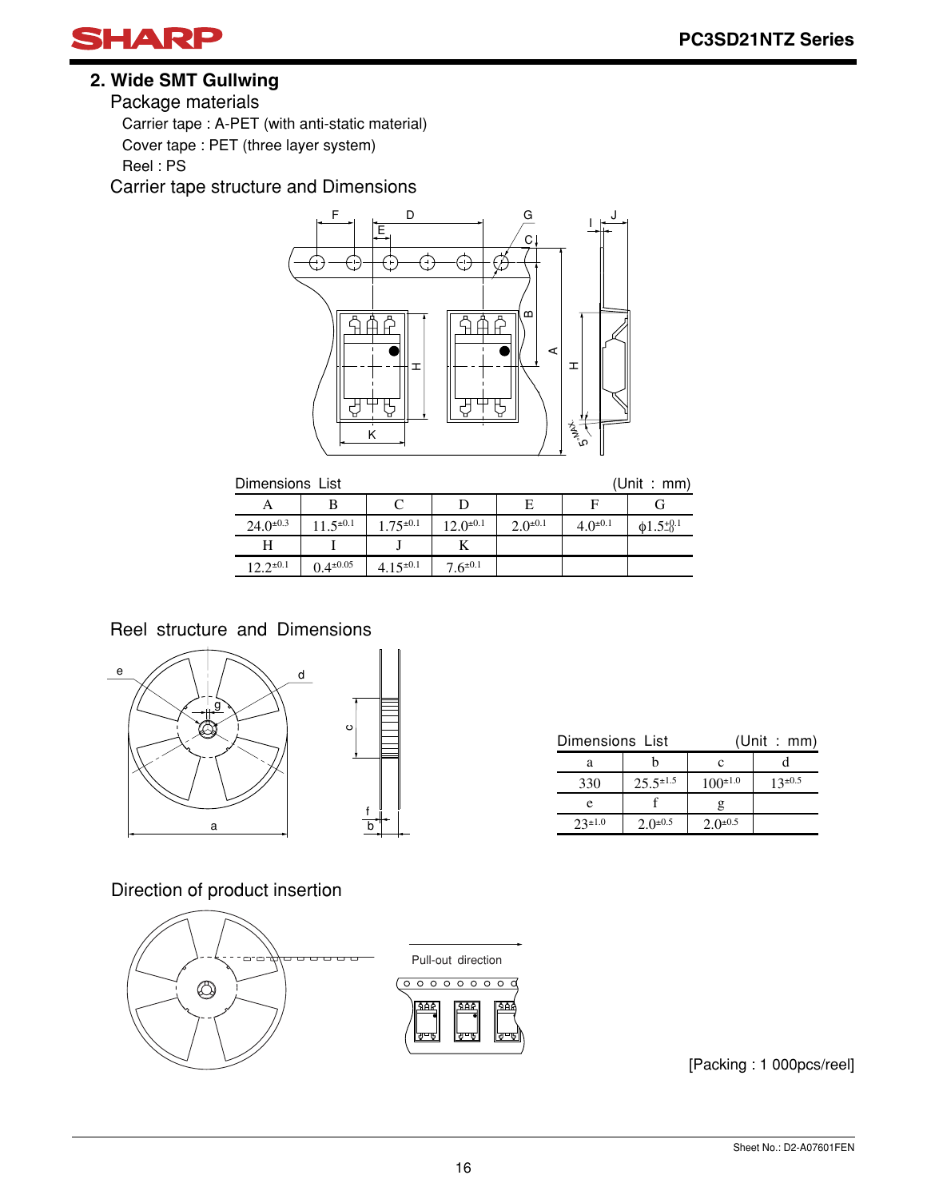## 2. Wide SMT Gullwing

### Package materials

Carrier tape : A-PET (with anti-static material)

Cover tape : PET (three layer system)

Reel : PS

### Carrier tape structure and Dimensions

Dimensions List (Unit : mm)

| A | B | C | D | E | F | G |
|---|---|---|---|---|---|---|
| $24.0^{\pm0.3}$ | $11.5^{\pm0.1}$ | $1.75^{\pm0.1}$ | $12.0^{\pm0.1}$ | $2.0^{\pm0.1}$ | $4.0^{\pm0.1}$ | $\phi1.5^{+0.1}_{-0}$ |
| H | I | J | K | | | |
| $12.2^{\pm0.1}$ | $0.4^{\pm0.05}$ | $4.15^{\pm0.1}$ | $7.6^{\pm0.1}$ | | | |

### Reel structure and Dimensions

Dimensions List (Unit : mm)

| a | b | c | d |
|---|---|---|---|
| 330 | $25.5^{\pm1.5}$ | $100^{\pm1.0}$ | $13^{\pm0.5}$ |
| e | f | g | |
| $23^{\pm1.0}$ | $2.0^{\pm0.5}$ | $2.0^{\pm0.5}$ | |

### Direction of product insertion

Pull-out direction

[Packing : 1 000pcs/reel]

Sheet No.: D2-A07601FEN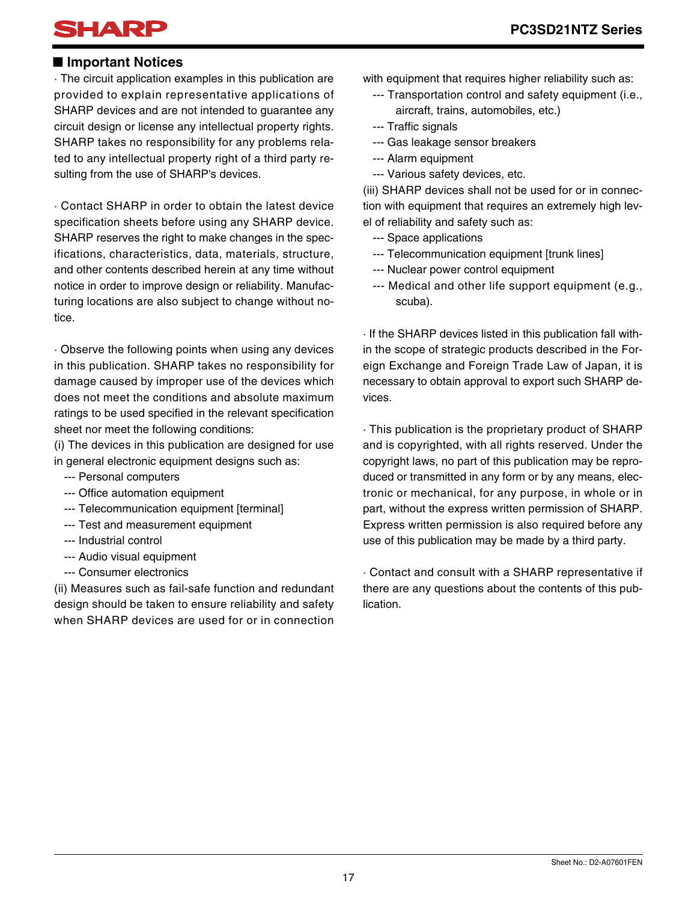## ■ Important Notices

· The circuit application examples in this publication are provided to explain representative applications of SHARP devices and are not intended to guarantee any circuit design or license any intellectual property rights. SHARP takes no responsibility for any problems related to any intellectual property right of a third party resulting from the use of SHARP's devices.

· Contact SHARP in order to obtain the latest device specification sheets before using any SHARP device. SHARP reserves the right to make changes in the specifications, characteristics, data, materials, structure, and other contents described herein at any time without notice in order to improve design or reliability. Manufacturing locations are also subject to change without notice.

· Observe the following points when using any devices in this publication. SHARP takes no responsibility for damage caused by improper use of the devices which does not meet the conditions and absolute maximum ratings to be used specified in the relevant specification sheet nor meet the following conditions:

(i) The devices in this publication are designed for use in general electronic equipment designs such as:

--- Personal computers
--- Office automation equipment
--- Telecommunication equipment [terminal]
--- Test and measurement equipment
--- Industrial control
--- Audio visual equipment
--- Consumer electronics

(ii) Measures such as fail-safe function and redundant design should be taken to ensure reliability and safety when SHARP devices are used for or in connection with equipment that requires higher reliability such as:

--- Transportation control and safety equipment (i.e., aircraft, trains, automobiles, etc.)
--- Traffic signals
--- Gas leakage sensor breakers
--- Alarm equipment
--- Various safety devices, etc.

(iii) SHARP devices shall not be used for or in connection with equipment that requires an extremely high level of reliability and safety such as:

--- Space applications
--- Telecommunication equipment [trunk lines]
--- Nuclear power control equipment
--- Medical and other life support equipment (e.g., scuba).

· If the SHARP devices listed in this publication fall within the scope of strategic products described in the Foreign Exchange and Foreign Trade Law of Japan, it is necessary to obtain approval to export such SHARP devices.

· This publication is the proprietary product of SHARP and is copyrighted, with all rights reserved. Under the copyright laws, no part of this publication may be reproduced or transmitted in any form or by any means, electronic or mechanical, for any purpose, in whole or in part, without the express written permission of SHARP. Express written permission is also required before any use of this publication may be made by a third party.

· Contact and consult with a SHARP representative if there are any questions about the contents of this publication.